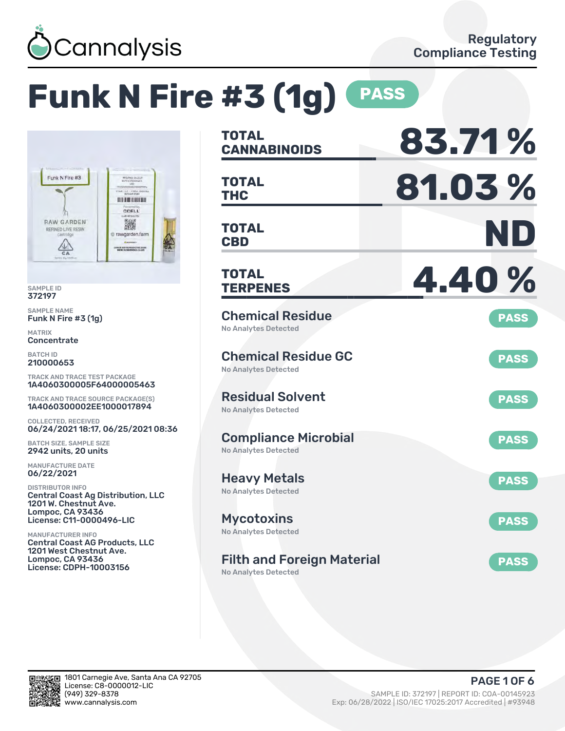Cannalysis

Regulatory Compliance Testing

# Funk N Fire #3 (1g) PASS

SAMPLE ID
372197

SAMPLE NAME
Funk N Fire #3 (1g)

MATRIX
Concentrate

BATCH ID
210000653

TRACK AND TRACE TEST PACKAGE
1A4060300005F64000005463

TRACK AND TRACE SOURCE PACKAGE(S)
1A4060300002EE1000017894

COLLECTED, RECEIVED
06/24/2021 18:17, 06/25/2021 08:36

BATCH SIZE, SAMPLE SIZE
2942 units, 20 units

MANUFACTURE DATE
06/22/2021

DISTRIBUTOR INFO
Central Coast Ag Distribution, LLC
1201 W. Chestnut Ave.
Lompoc, CA 93436
License: C11-0000496-LIC

MANUFACTURER INFO
Central Coast AG Products, LLC
1201 West Chestnut Ave.
Lompoc, CA 93436
License: CDPH-10003156

| | |
|---|---|
| TOTAL CANNABINOIDS | 83.71 % |
| TOTAL THC | 81.03 % |
| TOTAL CBD | ND |
| TOTAL TERPENES | 4.40 % |

**Chemical Residue** — PASS
No Analytes Detected

**Chemical Residue GC** — PASS
No Analytes Detected

**Residual Solvent** — PASS
No Analytes Detected

**Compliance Microbial** — PASS
No Analytes Detected

**Heavy Metals** — PASS
No Analytes Detected

**Mycotoxins** — PASS
No Analytes Detected

**Filth and Foreign Material** — PASS
No Analytes Detected

1801 Carnegie Ave, Santa Ana CA 92705
License: C8-0000012-LIC
(949) 329-8378
www.cannalysis.com

SAMPLE ID: 372197 | REPORT ID: COA-00145923
Exp: 06/28/2022 | ISO/IEC 17025:2017 Accredited | #93948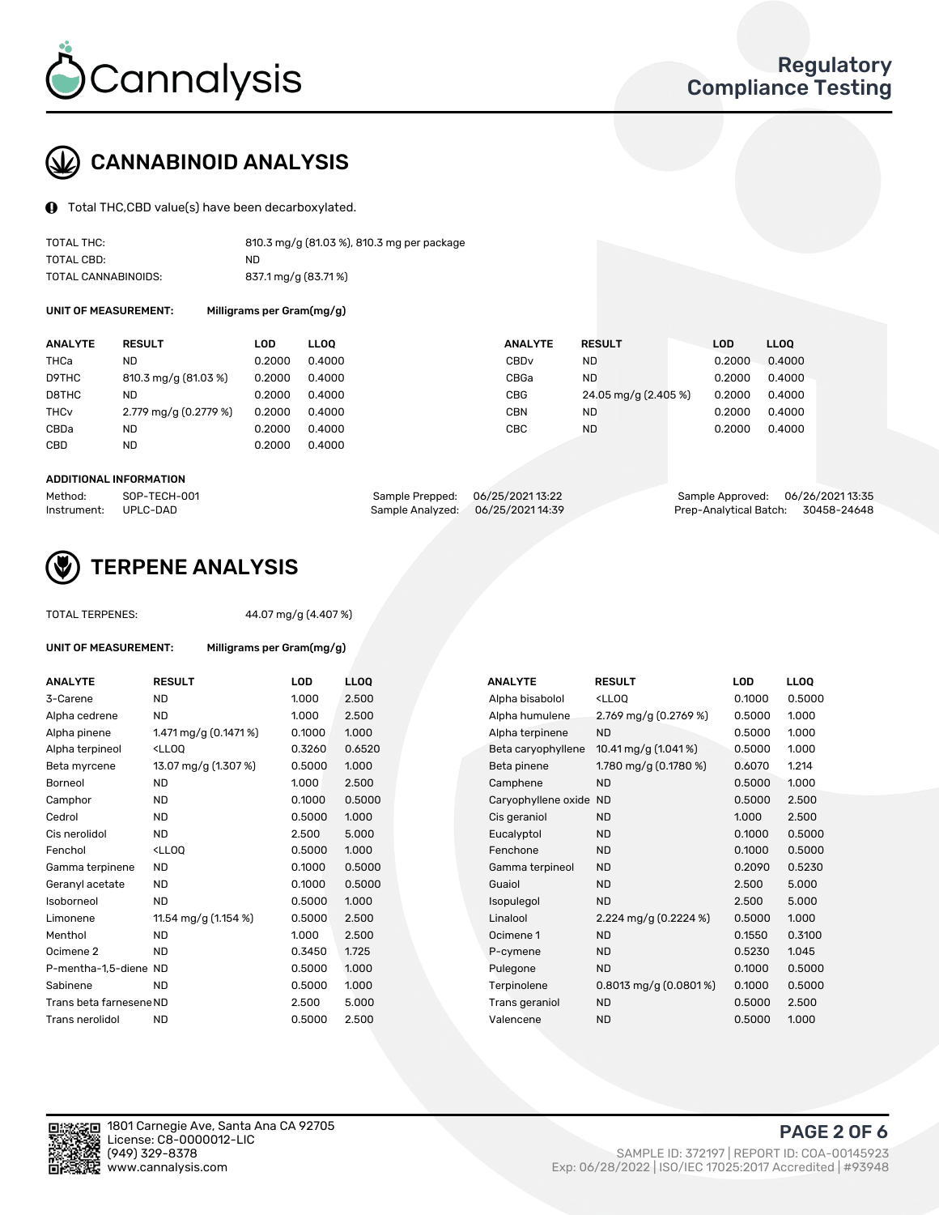Cannalysis

Regulatory Compliance Testing

## CANNABINOID ANALYSIS

Total THC,CBD value(s) have been decarboxylated.

| | |
|---|---|
| TOTAL THC: | 810.3 mg/g (81.03 %), 810.3 mg per package |
| TOTAL CBD: | ND |
| TOTAL CANNABINOIDS: | 837.1 mg/g (83.71 %) |

**UNIT OF MEASUREMENT:** Milligrams per Gram(mg/g)

| ANALYTE | RESULT | LOD | LLOQ | ANALYTE | RESULT | LOD | LLOQ |
|---|---|---|---|---|---|---|---|
| THCa | ND | 0.2000 | 0.4000 | CBDv | ND | 0.2000 | 0.4000 |
| D9THC | 810.3 mg/g (81.03 %) | 0.2000 | 0.4000 | CBGa | ND | 0.2000 | 0.4000 |
| D8THC | ND | 0.2000 | 0.4000 | CBG | 24.05 mg/g (2.405 %) | 0.2000 | 0.4000 |
| THCv | 2.779 mg/g (0.2779 %) | 0.2000 | 0.4000 | CBN | ND | 0.2000 | 0.4000 |
| CBDa | ND | 0.2000 | 0.4000 | CBC | ND | 0.2000 | 0.4000 |
| CBD | ND | 0.2000 | 0.4000 | | | | |

**ADDITIONAL INFORMATION**

| | | | | | |
|---|---|---|---|---|---|
| Method: | SOP-TECH-001 | Sample Prepped: | 06/25/2021 13:22 | Sample Approved: | 06/26/2021 13:35 |
| Instrument: | UPLC-DAD | Sample Analyzed: | 06/25/2021 14:39 | Prep-Analytical Batch: | 30458-24648 |

## TERPENE ANALYSIS

TOTAL TERPENES: 44.07 mg/g (4.407 %)

**UNIT OF MEASUREMENT:** Milligrams per Gram(mg/g)

| ANALYTE | RESULT | LOD | LLOQ | ANALYTE | RESULT | LOD | LLOQ |
|---|---|---|---|---|---|---|---|
| 3-Carene | ND | 1.000 | 2.500 | Alpha bisabolol | <LLOQ | 0.1000 | 0.5000 |
| Alpha cedrene | ND | 1.000 | 2.500 | Alpha humulene | 2.769 mg/g (0.2769 %) | 0.5000 | 1.000 |
| Alpha pinene | 1.471 mg/g (0.1471 %) | 0.1000 | 1.000 | Alpha terpinene | ND | 0.5000 | 1.000 |
| Alpha terpineol | <LLOQ | 0.3260 | 0.6520 | Beta caryophyllene | 10.41 mg/g (1.041 %) | 0.5000 | 1.000 |
| Beta myrcene | 13.07 mg/g (1.307 %) | 0.5000 | 1.000 | Beta pinene | 1.780 mg/g (0.1780 %) | 0.6070 | 1.214 |
| Borneol | ND | 1.000 | 2.500 | Camphene | ND | 0.5000 | 1.000 |
| Camphor | ND | 0.1000 | 0.5000 | Caryophyllene oxide | ND | 0.5000 | 2.500 |
| Cedrol | ND | 0.5000 | 1.000 | Cis geraniol | ND | 1.000 | 2.500 |
| Cis nerolidol | ND | 2.500 | 5.000 | Eucalyptol | ND | 0.1000 | 0.5000 |
| Fenchol | <LLOQ | 0.5000 | 1.000 | Fenchone | ND | 0.1000 | 0.5000 |
| Gamma terpinene | ND | 0.1000 | 0.5000 | Gamma terpineol | ND | 0.2090 | 0.5230 |
| Geranyl acetate | ND | 0.1000 | 0.5000 | Guaiol | ND | 2.500 | 5.000 |
| Isoborneol | ND | 0.5000 | 1.000 | Isopulegol | ND | 2.500 | 5.000 |
| Limonene | 11.54 mg/g (1.154 %) | 0.5000 | 2.500 | Linalool | 2.224 mg/g (0.2224 %) | 0.5000 | 1.000 |
| Menthol | ND | 1.000 | 2.500 | Ocimene 1 | ND | 0.1550 | 0.3100 |
| Ocimene 2 | ND | 0.3450 | 1.725 | P-cymene | ND | 0.5230 | 1.045 |
| P-mentha-1,5-diene | ND | 0.5000 | 1.000 | Pulegone | ND | 0.1000 | 0.5000 |
| Sabinene | ND | 0.5000 | 1.000 | Terpinolene | 0.8013 mg/g (0.0801 %) | 0.1000 | 0.5000 |
| Trans beta farnesene | ND | 2.500 | 5.000 | Trans geraniol | ND | 0.5000 | 2.500 |
| Trans nerolidol | ND | 0.5000 | 2.500 | Valencene | ND | 0.5000 | 1.000 |

1801 Carnegie Ave, Santa Ana CA 92705
License: C8-0000012-LIC
(949) 329-8378
www.cannalysis.com

SAMPLE ID: 372197 | REPORT ID: COA-00145923
Exp: 06/28/2022 | ISO/IEC 17025:2017 Accredited | #93948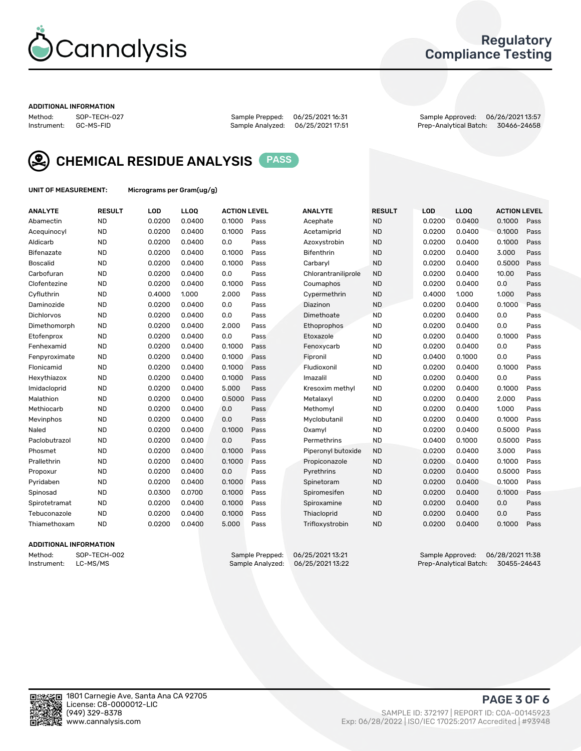# Cannalysis

## Regulatory Compliance Testing

### ADDITIONAL INFORMATION

Method: SOP-TECH-027
Instrument: GC-MS-FID

Sample Prepped: 06/25/2021 16:31
Sample Analyzed: 06/25/2021 17:51

Sample Approved: 06/26/2021 13:57
Prep-Analytical Batch: 30466-24658

## CHEMICAL RESIDUE ANALYSIS PASS

**UNIT OF MEASUREMENT:** Micrograms per Gram(ug/g)

| ANALYTE | RESULT | LOD | LLOQ | ACTION LEVEL | | ANALYTE | RESULT | LOD | LLOQ | ACTION LEVEL | |
|---|---|---|---|---|---|---|---|---|---|---|---|
| Abamectin | ND | 0.0200 | 0.0400 | 0.1000 | Pass | Acephate | ND | 0.0200 | 0.0400 | 0.1000 | Pass |
| Acequinocyl | ND | 0.0200 | 0.0400 | 0.1000 | Pass | Acetamiprid | ND | 0.0200 | 0.0400 | 0.1000 | Pass |
| Aldicarb | ND | 0.0200 | 0.0400 | 0.0 | Pass | Azoxystrobin | ND | 0.0200 | 0.0400 | 0.1000 | Pass |
| Bifenazate | ND | 0.0200 | 0.0400 | 0.1000 | Pass | Bifenthrin | ND | 0.0200 | 0.0400 | 3.000 | Pass |
| Boscalid | ND | 0.0200 | 0.0400 | 0.1000 | Pass | Carbaryl | ND | 0.0200 | 0.0400 | 0.5000 | Pass |
| Carbofuran | ND | 0.0200 | 0.0400 | 0.0 | Pass | Chlorantraniliprole | ND | 0.0200 | 0.0400 | 10.00 | Pass |
| Clofentezine | ND | 0.0200 | 0.0400 | 0.1000 | Pass | Coumaphos | ND | 0.0200 | 0.0400 | 0.0 | Pass |
| Cyfluthrin | ND | 0.4000 | 1.000 | 2.000 | Pass | Cypermethrin | ND | 0.4000 | 1.000 | 1.000 | Pass |
| Daminozide | ND | 0.0200 | 0.0400 | 0.0 | Pass | Diazinon | ND | 0.0200 | 0.0400 | 0.1000 | Pass |
| Dichlorvos | ND | 0.0200 | 0.0400 | 0.0 | Pass | Dimethoate | ND | 0.0200 | 0.0400 | 0.0 | Pass |
| Dimethomorph | ND | 0.0200 | 0.0400 | 2.000 | Pass | Ethoprophos | ND | 0.0200 | 0.0400 | 0.0 | Pass |
| Etofenprox | ND | 0.0200 | 0.0400 | 0.0 | Pass | Etoxazole | ND | 0.0200 | 0.0400 | 0.1000 | Pass |
| Fenhexamid | ND | 0.0200 | 0.0400 | 0.1000 | Pass | Fenoxycarb | ND | 0.0200 | 0.0400 | 0.0 | Pass |
| Fenpyroximate | ND | 0.0200 | 0.0400 | 0.1000 | Pass | Fipronil | ND | 0.0400 | 0.1000 | 0.0 | Pass |
| Flonicamid | ND | 0.0200 | 0.0400 | 0.1000 | Pass | Fludioxonil | ND | 0.0200 | 0.0400 | 0.1000 | Pass |
| Hexythiazox | ND | 0.0200 | 0.0400 | 0.1000 | Pass | Imazalil | ND | 0.0200 | 0.0400 | 0.0 | Pass |
| Imidacloprid | ND | 0.0200 | 0.0400 | 5.000 | Pass | Kresoxim methyl | ND | 0.0200 | 0.0400 | 0.1000 | Pass |
| Malathion | ND | 0.0200 | 0.0400 | 0.5000 | Pass | Metalaxyl | ND | 0.0200 | 0.0400 | 2.000 | Pass |
| Methiocarb | ND | 0.0200 | 0.0400 | 0.0 | Pass | Methomyl | ND | 0.0200 | 0.0400 | 1.000 | Pass |
| Mevinphos | ND | 0.0200 | 0.0400 | 0.0 | Pass | Myclobutanil | ND | 0.0200 | 0.0400 | 0.1000 | Pass |
| Naled | ND | 0.0200 | 0.0400 | 0.1000 | Pass | Oxamyl | ND | 0.0200 | 0.0400 | 0.5000 | Pass |
| Paclobutrazol | ND | 0.0200 | 0.0400 | 0.0 | Pass | Permethrins | ND | 0.0400 | 0.1000 | 0.5000 | Pass |
| Phosmet | ND | 0.0200 | 0.0400 | 0.1000 | Pass | Piperonyl butoxide | ND | 0.0200 | 0.0400 | 3.000 | Pass |
| Prallethrin | ND | 0.0200 | 0.0400 | 0.1000 | Pass | Propiconazole | ND | 0.0200 | 0.0400 | 0.1000 | Pass |
| Propoxur | ND | 0.0200 | 0.0400 | 0.0 | Pass | Pyrethrins | ND | 0.0200 | 0.0400 | 0.5000 | Pass |
| Pyridaben | ND | 0.0200 | 0.0400 | 0.1000 | Pass | Spinetoram | ND | 0.0200 | 0.0400 | 0.1000 | Pass |
| Spinosad | ND | 0.0300 | 0.0700 | 0.1000 | Pass | Spiromesifen | ND | 0.0200 | 0.0400 | 0.1000 | Pass |
| Spirotetramat | ND | 0.0200 | 0.0400 | 0.1000 | Pass | Spiroxamine | ND | 0.0200 | 0.0400 | 0.0 | Pass |
| Tebuconazole | ND | 0.0200 | 0.0400 | 0.1000 | Pass | Thiacloprid | ND | 0.0200 | 0.0400 | 0.0 | Pass |
| Thiamethoxam | ND | 0.0200 | 0.0400 | 5.000 | Pass | Trifloxystrobin | ND | 0.0200 | 0.0400 | 0.1000 | Pass |

### ADDITIONAL INFORMATION

Method: SOP-TECH-002
Instrument: LC-MS/MS

Sample Prepped: 06/25/2021 13:21
Sample Analyzed: 06/25/2021 13:22

Sample Approved: 06/28/2021 11:38
Prep-Analytical Batch: 30455-24643

1801 Carnegie Ave, Santa Ana CA 92705
License: C8-0000012-LIC
(949) 329-8378
www.cannalysis.com

SAMPLE ID: 372197 | REPORT ID: COA-00145923
Exp: 06/28/2022 | ISO/IEC 17025:2017 Accredited | #93948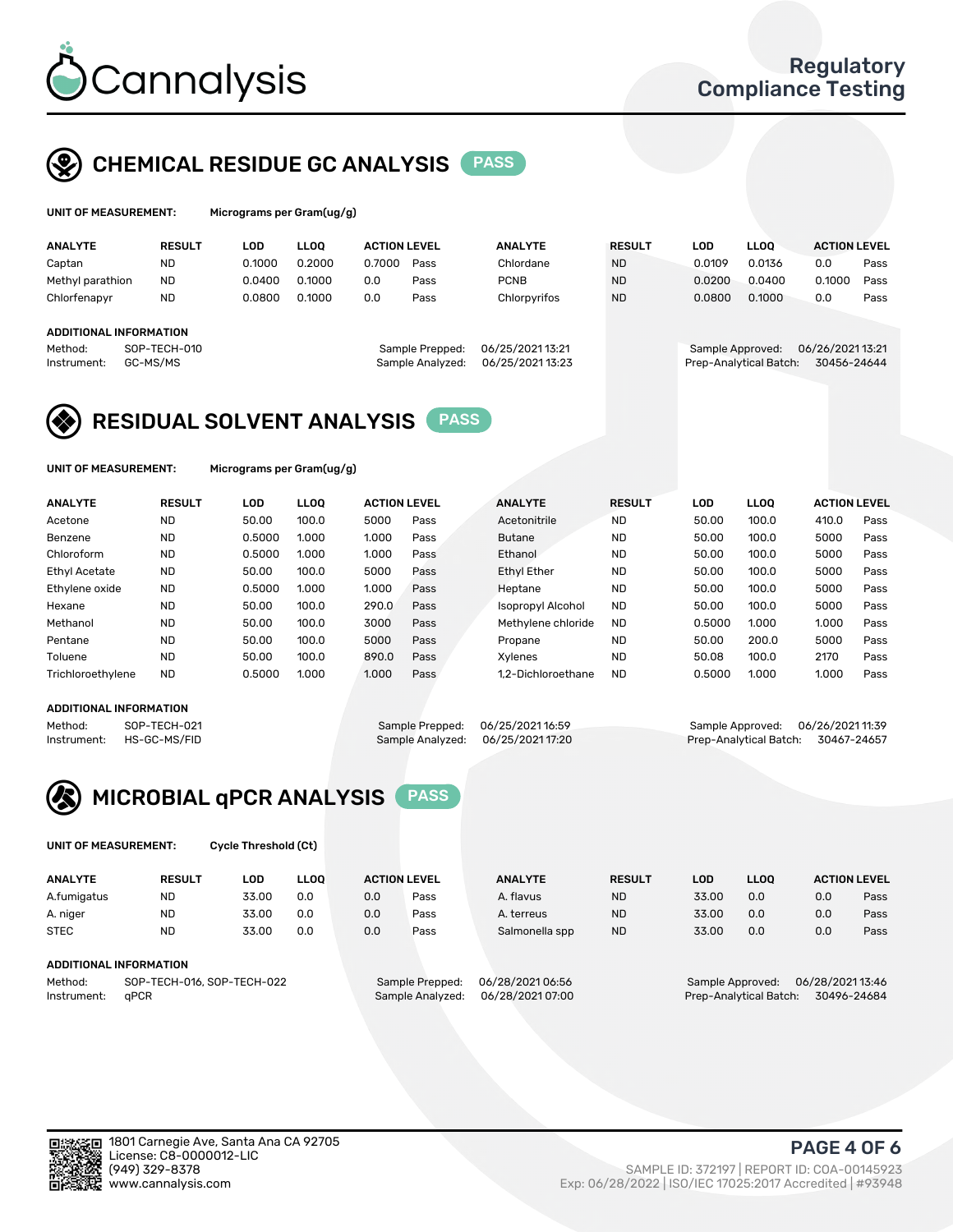# Cannalysis

Regulatory Compliance Testing

## CHEMICAL RESIDUE GC ANALYSIS PASS

**UNIT OF MEASUREMENT:** Micrograms per Gram(ug/g)

| ANALYTE | RESULT | LOD | LLOQ | ACTION LEVEL | | ANALYTE | RESULT | LOD | LLOQ | ACTION LEVEL | |
|---|---|---|---|---|---|---|---|---|---|---|---|
| Captan | ND | 0.1000 | 0.2000 | 0.7000 | Pass | Chlordane | ND | 0.0109 | 0.0136 | 0.0 | Pass |
| Methyl parathion | ND | 0.0400 | 0.1000 | 0.0 | Pass | PCNB | ND | 0.0200 | 0.0400 | 0.1000 | Pass |
| Chlorfenapyr | ND | 0.0800 | 0.1000 | 0.0 | Pass | Chlorpyrifos | ND | 0.0800 | 0.1000 | 0.0 | Pass |

**ADDITIONAL INFORMATION**

Method: SOP-TECH-010
Instrument: GC-MS/MS
Sample Prepped: 06/25/2021 13:21
Sample Analyzed: 06/25/2021 13:23
Sample Approved: 06/26/2021 13:21
Prep-Analytical Batch: 30456-24644

## RESIDUAL SOLVENT ANALYSIS PASS

**UNIT OF MEASUREMENT:** Micrograms per Gram(ug/g)

| ANALYTE | RESULT | LOD | LLOQ | ACTION LEVEL | | ANALYTE | RESULT | LOD | LLOQ | ACTION LEVEL | |
|---|---|---|---|---|---|---|---|---|---|---|---|
| Acetone | ND | 50.00 | 100.0 | 5000 | Pass | Acetonitrile | ND | 50.00 | 100.0 | 410.0 | Pass |
| Benzene | ND | 0.5000 | 1.000 | 1.000 | Pass | Butane | ND | 50.00 | 100.0 | 5000 | Pass |
| Chloroform | ND | 0.5000 | 1.000 | 1.000 | Pass | Ethanol | ND | 50.00 | 100.0 | 5000 | Pass |
| Ethyl Acetate | ND | 50.00 | 100.0 | 5000 | Pass | Ethyl Ether | ND | 50.00 | 100.0 | 5000 | Pass |
| Ethylene oxide | ND | 0.5000 | 1.000 | 1.000 | Pass | Heptane | ND | 50.00 | 100.0 | 5000 | Pass |
| Hexane | ND | 50.00 | 100.0 | 290.0 | Pass | Isopropyl Alcohol | ND | 50.00 | 100.0 | 5000 | Pass |
| Methanol | ND | 50.00 | 100.0 | 3000 | Pass | Methylene chloride | ND | 0.5000 | 1.000 | 1.000 | Pass |
| Pentane | ND | 50.00 | 100.0 | 5000 | Pass | Propane | ND | 50.00 | 200.0 | 5000 | Pass |
| Toluene | ND | 50.00 | 100.0 | 890.0 | Pass | Xylenes | ND | 50.08 | 100.0 | 2170 | Pass |
| Trichloroethylene | ND | 0.5000 | 1.000 | 1.000 | Pass | 1,2-Dichloroethane | ND | 0.5000 | 1.000 | 1.000 | Pass |

**ADDITIONAL INFORMATION**

Method: SOP-TECH-021
Instrument: HS-GC-MS/FID
Sample Prepped: 06/25/2021 16:59
Sample Analyzed: 06/25/2021 17:20
Sample Approved: 06/26/2021 11:39
Prep-Analytical Batch: 30467-24657

## MICROBIAL qPCR ANALYSIS PASS

**UNIT OF MEASUREMENT:** Cycle Threshold (Ct)

| ANALYTE | RESULT | LOD | LLOQ | ACTION LEVEL | | ANALYTE | RESULT | LOD | LLOQ | ACTION LEVEL | |
|---|---|---|---|---|---|---|---|---|---|---|---|
| A.fumigatus | ND | 33.00 | 0.0 | 0.0 | Pass | A. flavus | ND | 33.00 | 0.0 | 0.0 | Pass |
| A. niger | ND | 33.00 | 0.0 | 0.0 | Pass | A. terreus | ND | 33.00 | 0.0 | 0.0 | Pass |
| STEC | ND | 33.00 | 0.0 | 0.0 | Pass | Salmonella spp | ND | 33.00 | 0.0 | 0.0 | Pass |

**ADDITIONAL INFORMATION**

Method: SOP-TECH-016, SOP-TECH-022
Instrument: qPCR
Sample Prepped: 06/28/2021 06:56
Sample Analyzed: 06/28/2021 07:00
Sample Approved: 06/28/2021 13:46
Prep-Analytical Batch: 30496-24684

1801 Carnegie Ave, Santa Ana CA 92705
License: C8-0000012-LIC
(949) 329-8378
www.cannalysis.com

SAMPLE ID: 372197 | REPORT ID: COA-00145923
Exp: 06/28/2022 | ISO/IEC 17025:2017 Accredited | #93948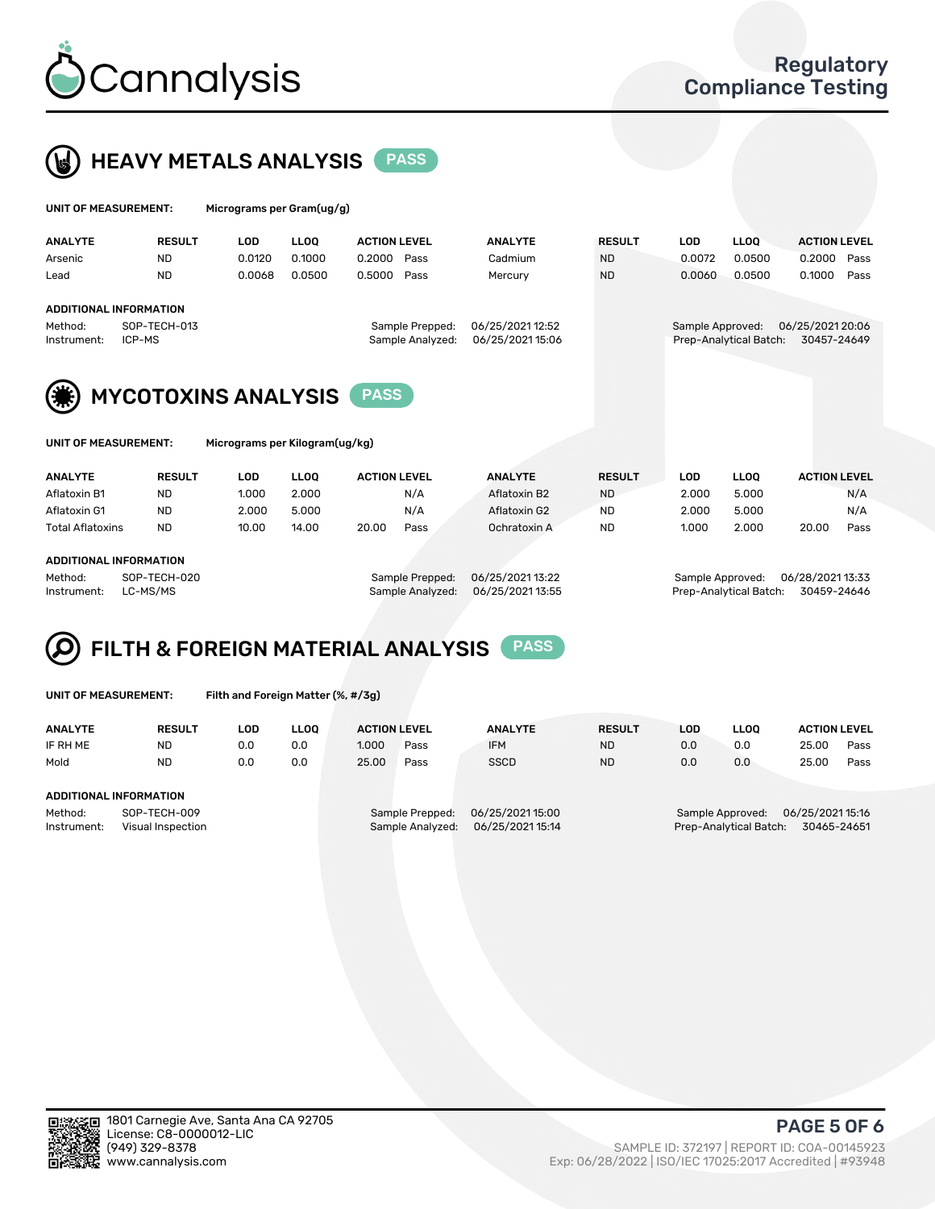# Regulatory Compliance Testing

## HEAVY METALS ANALYSIS PASS

**UNIT OF MEASUREMENT:** Micrograms per Gram(ug/g)

| ANALYTE | RESULT | LOD | LLOQ | ACTION LEVEL | | ANALYTE | RESULT | LOD | LLOQ | ACTION LEVEL | |
|---|---|---|---|---|---|---|---|---|---|---|---|
| Arsenic | ND | 0.0120 | 0.1000 | 0.2000 | Pass | Cadmium | ND | 0.0072 | 0.0500 | 0.2000 | Pass |
| Lead | ND | 0.0068 | 0.0500 | 0.5000 | Pass | Mercury | ND | 0.0060 | 0.0500 | 0.1000 | Pass |

**ADDITIONAL INFORMATION**

Method: SOP-TECH-013
Instrument: ICP-MS
Sample Prepped: 06/25/2021 12:52
Sample Analyzed: 06/25/2021 15:06
Sample Approved: 06/25/2021 20:06
Prep-Analytical Batch: 30457-24649

## MYCOTOXINS ANALYSIS PASS

**UNIT OF MEASUREMENT:** Micrograms per Kilogram(ug/kg)

| ANALYTE | RESULT | LOD | LLOQ | ACTION LEVEL | | ANALYTE | RESULT | LOD | LLOQ | ACTION LEVEL | |
|---|---|---|---|---|---|---|---|---|---|---|---|
| Aflatoxin B1 | ND | 1.000 | 2.000 | | N/A | Aflatoxin B2 | ND | 2.000 | 5.000 | | N/A |
| Aflatoxin G1 | ND | 2.000 | 5.000 | | N/A | Aflatoxin G2 | ND | 2.000 | 5.000 | | N/A |
| Total Aflatoxins | ND | 10.00 | 14.00 | 20.00 | Pass | Ochratoxin A | ND | 1.000 | 2.000 | 20.00 | Pass |

**ADDITIONAL INFORMATION**

Method: SOP-TECH-020
Instrument: LC-MS/MS
Sample Prepped: 06/25/2021 13:22
Sample Analyzed: 06/25/2021 13:55
Sample Approved: 06/28/2021 13:33
Prep-Analytical Batch: 30459-24646

## FILTH & FOREIGN MATERIAL ANALYSIS PASS

**UNIT OF MEASUREMENT:** Filth and Foreign Matter (%, #/3g)

| ANALYTE | RESULT | LOD | LLOQ | ACTION LEVEL | | ANALYTE | RESULT | LOD | LLOQ | ACTION LEVEL | |
|---|---|---|---|---|---|---|---|---|---|---|---|
| IF RH ME | ND | 0.0 | 0.0 | 1.000 | Pass | IFM | ND | 0.0 | 0.0 | 25.00 | Pass |
| Mold | ND | 0.0 | 0.0 | 25.00 | Pass | SSCD | ND | 0.0 | 0.0 | 25.00 | Pass |

**ADDITIONAL INFORMATION**

Method: SOP-TECH-009
Instrument: Visual Inspection
Sample Prepped: 06/25/2021 15:00
Sample Analyzed: 06/25/2021 15:14
Sample Approved: 06/25/2021 15:16
Prep-Analytical Batch: 30465-24651

1801 Carnegie Ave, Santa Ana CA 92705
License: C8-0000012-LIC
(949) 329-8378
www.cannalysis.com

SAMPLE ID: 372197 | REPORT ID: COA-00145923
Exp: 06/28/2022 | ISO/IEC 17025:2017 Accredited | #93948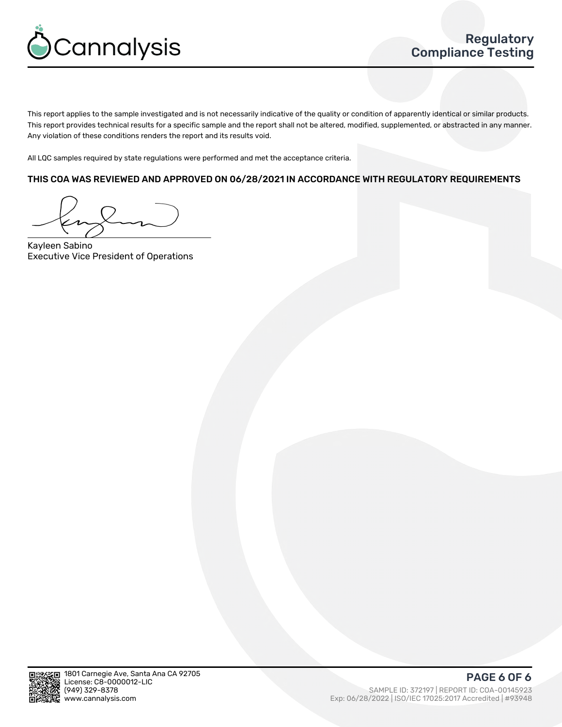This report applies to the sample investigated and is not necessarily indicative of the quality or condition of apparently identical or similar products. This report provides technical results for a specific sample and the report shall not be altered, modified, supplemented, or abstracted in any manner. Any violation of these conditions renders the report and its results void.

All LQC samples required by state regulations were performed and met the acceptance criteria.

**THIS COA WAS REVIEWED AND APPROVED ON 06/28/2021 IN ACCORDANCE WITH REGULATORY REQUIREMENTS**

Kayleen Sabino
Executive Vice President of Operations

1801 Carnegie Ave, Santa Ana CA 92705
License: C8-0000012-LIC
(949) 329-8378
www.cannalysis.com

SAMPLE ID: 372197 | REPORT ID: COA-00145923
Exp: 06/28/2022 | ISO/IEC 17025:2017 Accredited | #93948